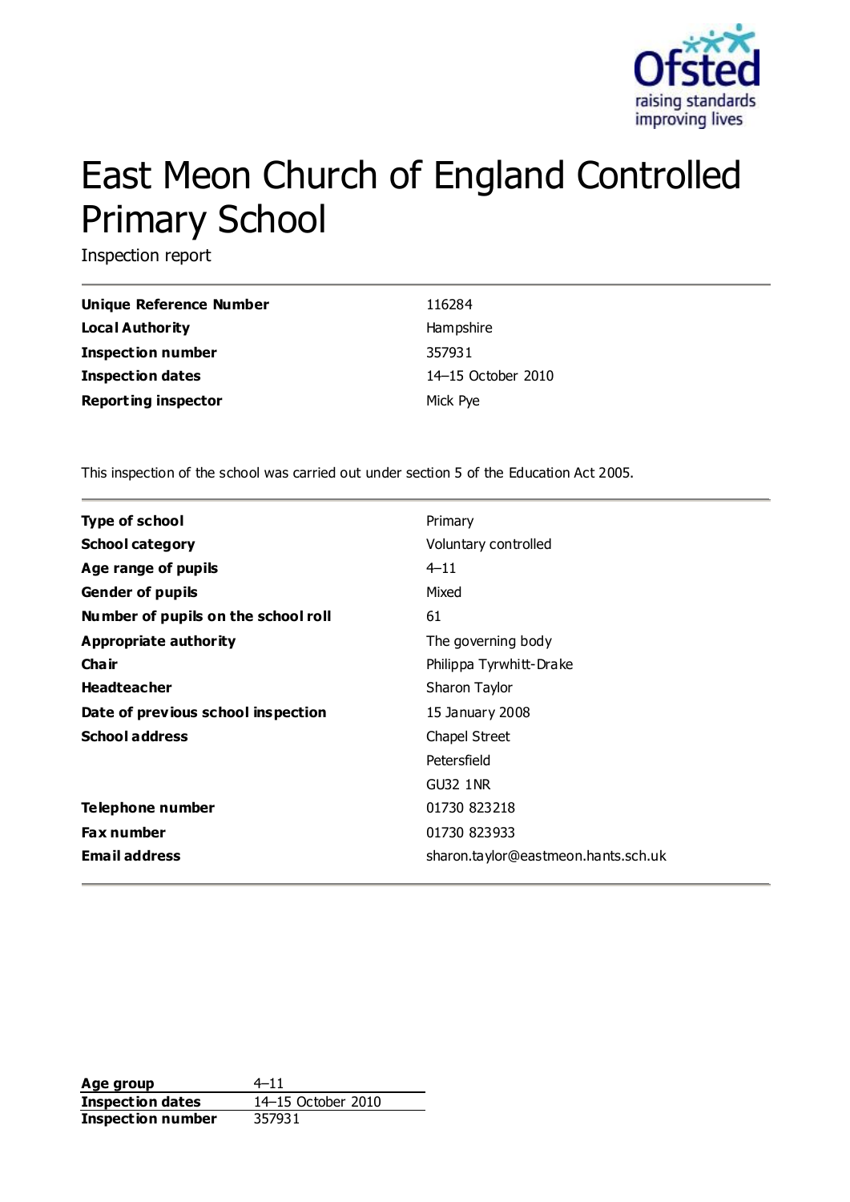# East Meon Church of England Controlled Primary School

Inspection report

| | |
|---|---|
| **Unique Reference Number** | 116284 |
| **Local Authority** | Hampshire |
| **Inspection number** | 357931 |
| **Inspection dates** | 14–15 October 2010 |
| **Reporting inspector** | Mick Pye |

This inspection of the school was carried out under section 5 of the Education Act 2005.

| | |
|---|---|
| **Type of school** | Primary |
| **School category** | Voluntary controlled |
| **Age range of pupils** | 4–11 |
| **Gender of pupils** | Mixed |
| **Number of pupils on the school roll** | 61 |
| **Appropriate authority** | The governing body |
| **Chair** | Philippa Tyrwhitt-Drake |
| **Headteacher** | Sharon Taylor |
| **Date of previous school inspection** | 15 January 2008 |
| **School address** | Chapel Street<br>Petersfield<br>GU32 1NR |
| **Telephone number** | 01730 823218 |
| **Fax number** | 01730 823933 |
| **Email address** | sharon.taylor@eastmeon.hants.sch.uk |

| | |
|---|---|
| **Age group** | 4–11 |
| **Inspection dates** | 14–15 October 2010 |
| **Inspection number** | 357931 |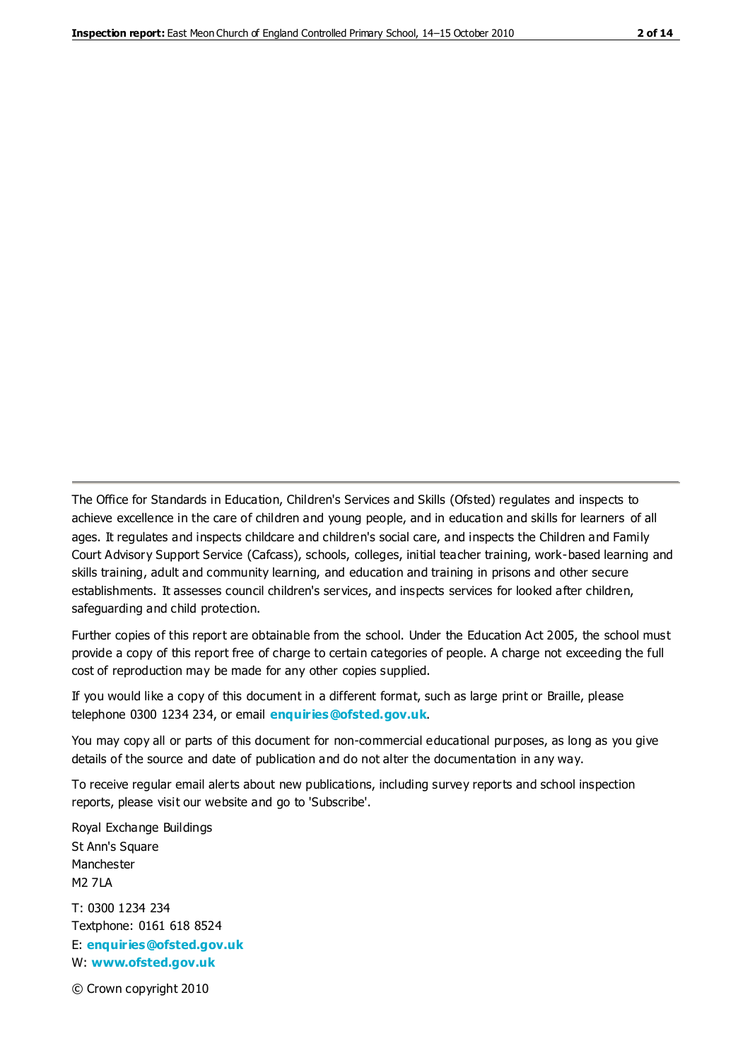The Office for Standards in Education, Children's Services and Skills (Ofsted) regulates and inspects to achieve excellence in the care of children and young people, and in education and skills for learners of all ages. It regulates and inspects childcare and children's social care, and inspects the Children and Family Court Advisory Support Service (Cafcass), schools, colleges, initial teacher training, work-based learning and skills training, adult and community learning, and education and training in prisons and other secure establishments. It assesses council children's services, and inspects services for looked after children, safeguarding and child protection.

Further copies of this report are obtainable from the school. Under the Education Act 2005, the school must provide a copy of this report free of charge to certain categories of people. A charge not exceeding the full cost of reproduction may be made for any other copies supplied.

If you would like a copy of this document in a different format, such as large print or Braille, please telephone 0300 1234 234, or email **enquiries@ofsted.gov.uk**.

You may copy all or parts of this document for non-commercial educational purposes, as long as you give details of the source and date of publication and do not alter the documentation in any way.

To receive regular email alerts about new publications, including survey reports and school inspection reports, please visit our website and go to 'Subscribe'.

Royal Exchange Buildings
St Ann's Square
Manchester
M2 7LA

T: 0300 1234 234
Textphone: 0161 618 8524
E: **enquiries@ofsted.gov.uk**
W: **www.ofsted.gov.uk**

© Crown copyright 2010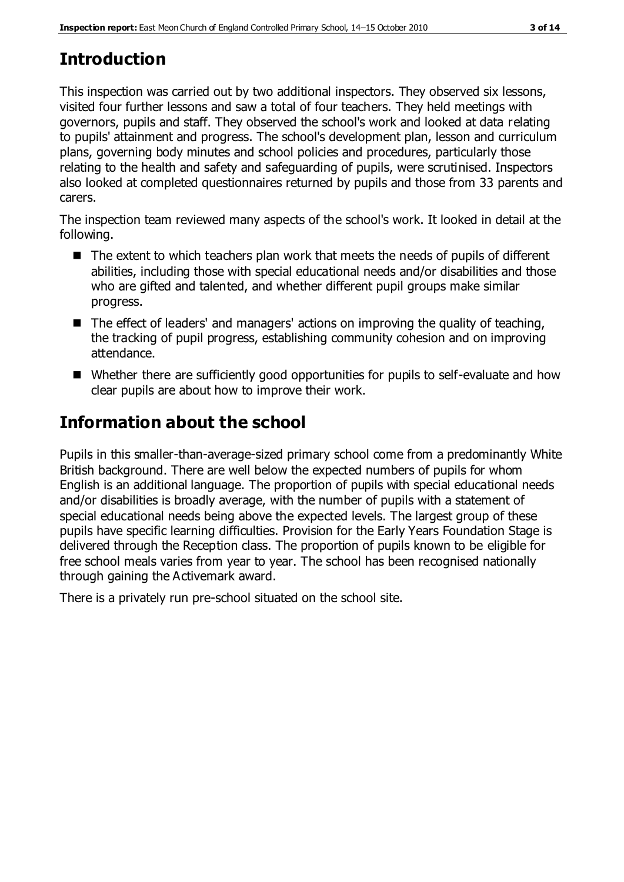## Introduction

This inspection was carried out by two additional inspectors. They observed six lessons, visited four further lessons and saw a total of four teachers. They held meetings with governors, pupils and staff. They observed the school's work and looked at data relating to pupils' attainment and progress. The school's development plan, lesson and curriculum plans, governing body minutes and school policies and procedures, particularly those relating to the health and safety and safeguarding of pupils, were scrutinised. Inspectors also looked at completed questionnaires returned by pupils and those from 33 parents and carers.

The inspection team reviewed many aspects of the school's work. It looked in detail at the following.

- The extent to which teachers plan work that meets the needs of pupils of different abilities, including those with special educational needs and/or disabilities and those who are gifted and talented, and whether different pupil groups make similar progress.
- The effect of leaders' and managers' actions on improving the quality of teaching, the tracking of pupil progress, establishing community cohesion and on improving attendance.
- Whether there are sufficiently good opportunities for pupils to self-evaluate and how clear pupils are about how to improve their work.

## Information about the school

Pupils in this smaller-than-average-sized primary school come from a predominantly White British background. There are well below the expected numbers of pupils for whom English is an additional language. The proportion of pupils with special educational needs and/or disabilities is broadly average, with the number of pupils with a statement of special educational needs being above the expected levels. The largest group of these pupils have specific learning difficulties. Provision for the Early Years Foundation Stage is delivered through the Reception class. The proportion of pupils known to be eligible for free school meals varies from year to year. The school has been recognised nationally through gaining the Activemark award.

There is a privately run pre-school situated on the school site.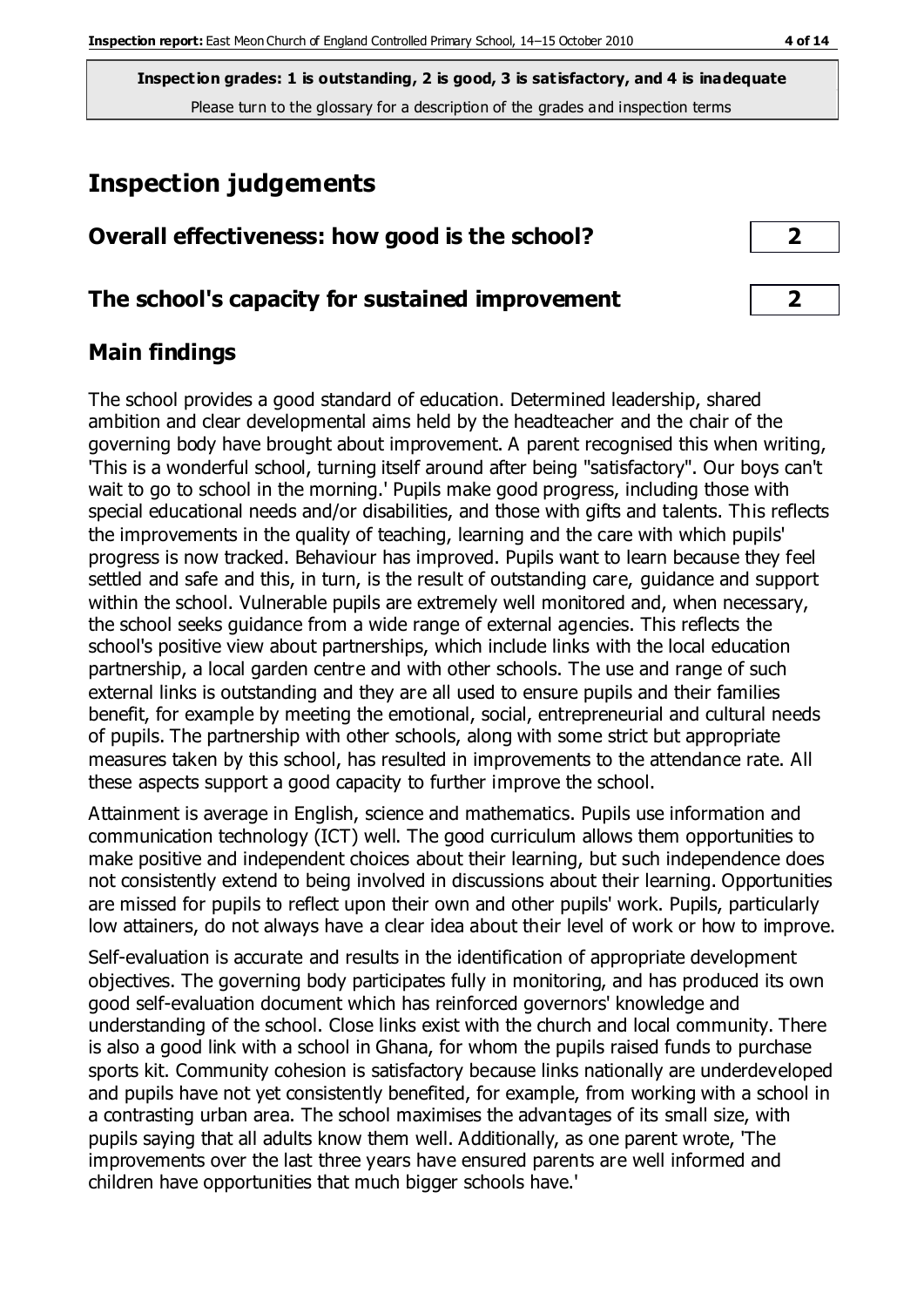**Inspection grades: 1 is outstanding, 2 is good, 3 is satisfactory, and 4 is inadequate**
Please turn to the glossary for a description of the grades and inspection terms

# Inspection judgements

| Overall effectiveness: how good is the school? | 2 |
|---|---|
| The school's capacity for sustained improvement | 2 |

## Main findings

The school provides a good standard of education. Determined leadership, shared ambition and clear developmental aims held by the headteacher and the chair of the governing body have brought about improvement. A parent recognised this when writing, 'This is a wonderful school, turning itself around after being "satisfactory". Our boys can't wait to go to school in the morning.' Pupils make good progress, including those with special educational needs and/or disabilities, and those with gifts and talents. This reflects the improvements in the quality of teaching, learning and the care with which pupils' progress is now tracked. Behaviour has improved. Pupils want to learn because they feel settled and safe and this, in turn, is the result of outstanding care, guidance and support within the school. Vulnerable pupils are extremely well monitored and, when necessary, the school seeks guidance from a wide range of external agencies. This reflects the school's positive view about partnerships, which include links with the local education partnership, a local garden centre and with other schools. The use and range of such external links is outstanding and they are all used to ensure pupils and their families benefit, for example by meeting the emotional, social, entrepreneurial and cultural needs of pupils. The partnership with other schools, along with some strict but appropriate measures taken by this school, has resulted in improvements to the attendance rate. All these aspects support a good capacity to further improve the school.

Attainment is average in English, science and mathematics. Pupils use information and communication technology (ICT) well. The good curriculum allows them opportunities to make positive and independent choices about their learning, but such independence does not consistently extend to being involved in discussions about their learning. Opportunities are missed for pupils to reflect upon their own and other pupils' work. Pupils, particularly low attainers, do not always have a clear idea about their level of work or how to improve.

Self-evaluation is accurate and results in the identification of appropriate development objectives. The governing body participates fully in monitoring, and has produced its own good self-evaluation document which has reinforced governors' knowledge and understanding of the school. Close links exist with the church and local community. There is also a good link with a school in Ghana, for whom the pupils raised funds to purchase sports kit. Community cohesion is satisfactory because links nationally are underdeveloped and pupils have not yet consistently benefited, for example, from working with a school in a contrasting urban area. The school maximises the advantages of its small size, with pupils saying that all adults know them well. Additionally, as one parent wrote, 'The improvements over the last three years have ensured parents are well informed and children have opportunities that much bigger schools have.'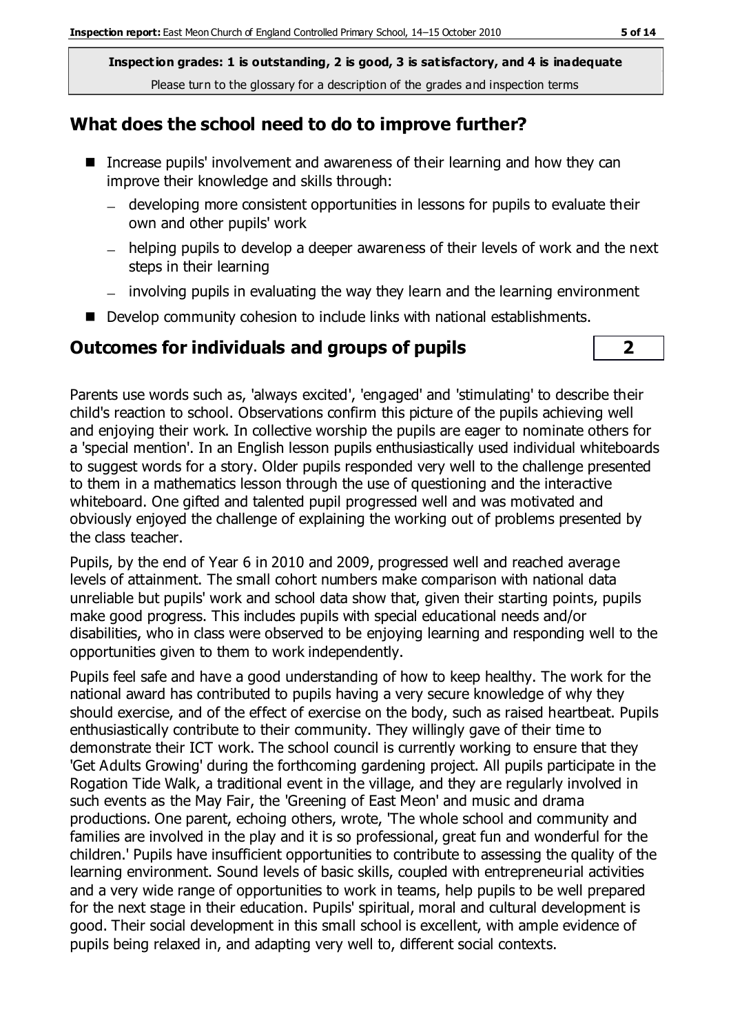Inspection grades: 1 is outstanding, 2 is good, 3 is satisfactory, and 4 is inadequate

Please turn to the glossary for a description of the grades and inspection terms

## What does the school need to do to improve further?

- Increase pupils' involvement and awareness of their learning and how they can improve their knowledge and skills through:
  - developing more consistent opportunities in lessons for pupils to evaluate their own and other pupils' work
  - helping pupils to develop a deeper awareness of their levels of work and the next steps in their learning
  - involving pupils in evaluating the way they learn and the learning environment
- Develop community cohesion to include links with national establishments.

## Outcomes for individuals and groups of pupils — 2

Parents use words such as, 'always excited', 'engaged' and 'stimulating' to describe their child's reaction to school. Observations confirm this picture of the pupils achieving well and enjoying their work. In collective worship the pupils are eager to nominate others for a 'special mention'. In an English lesson pupils enthusiastically used individual whiteboards to suggest words for a story. Older pupils responded very well to the challenge presented to them in a mathematics lesson through the use of questioning and the interactive whiteboard. One gifted and talented pupil progressed well and was motivated and obviously enjoyed the challenge of explaining the working out of problems presented by the class teacher.

Pupils, by the end of Year 6 in 2010 and 2009, progressed well and reached average levels of attainment. The small cohort numbers make comparison with national data unreliable but pupils' work and school data show that, given their starting points, pupils make good progress. This includes pupils with special educational needs and/or disabilities, who in class were observed to be enjoying learning and responding well to the opportunities given to them to work independently.

Pupils feel safe and have a good understanding of how to keep healthy. The work for the national award has contributed to pupils having a very secure knowledge of why they should exercise, and of the effect of exercise on the body, such as raised heartbeat. Pupils enthusiastically contribute to their community. They willingly gave of their time to demonstrate their ICT work. The school council is currently working to ensure that they 'Get Adults Growing' during the forthcoming gardening project. All pupils participate in the Rogation Tide Walk, a traditional event in the village, and they are regularly involved in such events as the May Fair, the 'Greening of East Meon' and music and drama productions. One parent, echoing others, wrote, 'The whole school and community and families are involved in the play and it is so professional, great fun and wonderful for the children.' Pupils have insufficient opportunities to contribute to assessing the quality of the learning environment. Sound levels of basic skills, coupled with entrepreneurial activities and a very wide range of opportunities to work in teams, help pupils to be well prepared for the next stage in their education. Pupils' spiritual, moral and cultural development is good. Their social development in this small school is excellent, with ample evidence of pupils being relaxed in, and adapting very well to, different social contexts.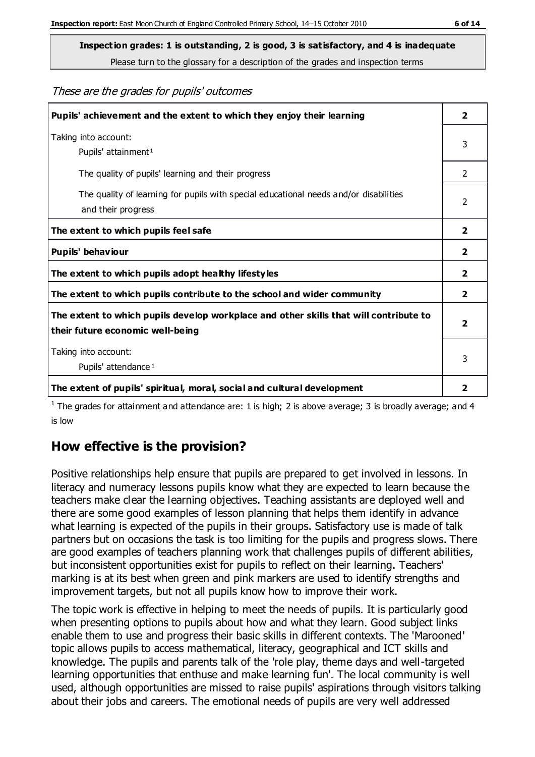**Inspection grades: 1 is outstanding, 2 is good, 3 is satisfactory, and 4 is inadequate**

Please turn to the glossary for a description of the grades and inspection terms

*These are the grades for pupils' outcomes*

| | |
|---|---|
| **Pupils' achievement and the extent to which they enjoy their learning** | **2** |
| Taking into account: Pupils' attainment[1] | 3 |
| The quality of pupils' learning and their progress | 2 |
| The quality of learning for pupils with special educational needs and/or disabilities and their progress | 2 |
| **The extent to which pupils feel safe** | **2** |
| **Pupils' behaviour** | **2** |
| **The extent to which pupils adopt healthy lifestyles** | **2** |
| **The extent to which pupils contribute to the school and wider community** | **2** |
| **The extent to which pupils develop workplace and other skills that will contribute to their future economic well-being** | **2** |
| Taking into account: Pupils' attendance[1] | 3 |
| **The extent of pupils' spiritual, moral, social and cultural development** | **2** |

[1] The grades for attainment and attendance are: 1 is high; 2 is above average; 3 is broadly average; and 4 is low

## How effective is the provision?

Positive relationships help ensure that pupils are prepared to get involved in lessons. In literacy and numeracy lessons pupils know what they are expected to learn because the teachers make clear the learning objectives. Teaching assistants are deployed well and there are some good examples of lesson planning that helps them identify in advance what learning is expected of the pupils in their groups. Satisfactory use is made of talk partners but on occasions the task is too limiting for the pupils and progress slows. There are good examples of teachers planning work that challenges pupils of different abilities, but inconsistent opportunities exist for pupils to reflect on their learning. Teachers' marking is at its best when green and pink markers are used to identify strengths and improvement targets, but not all pupils know how to improve their work.

The topic work is effective in helping to meet the needs of pupils. It is particularly good when presenting options to pupils about how and what they learn. Good subject links enable them to use and progress their basic skills in different contexts. The 'Marooned' topic allows pupils to access mathematical, literacy, geographical and ICT skills and knowledge. The pupils and parents talk of the 'role play, theme days and well-targeted learning opportunities that enthuse and make learning fun'. The local community is well used, although opportunities are missed to raise pupils' aspirations through visitors talking about their jobs and careers. The emotional needs of pupils are very well addressed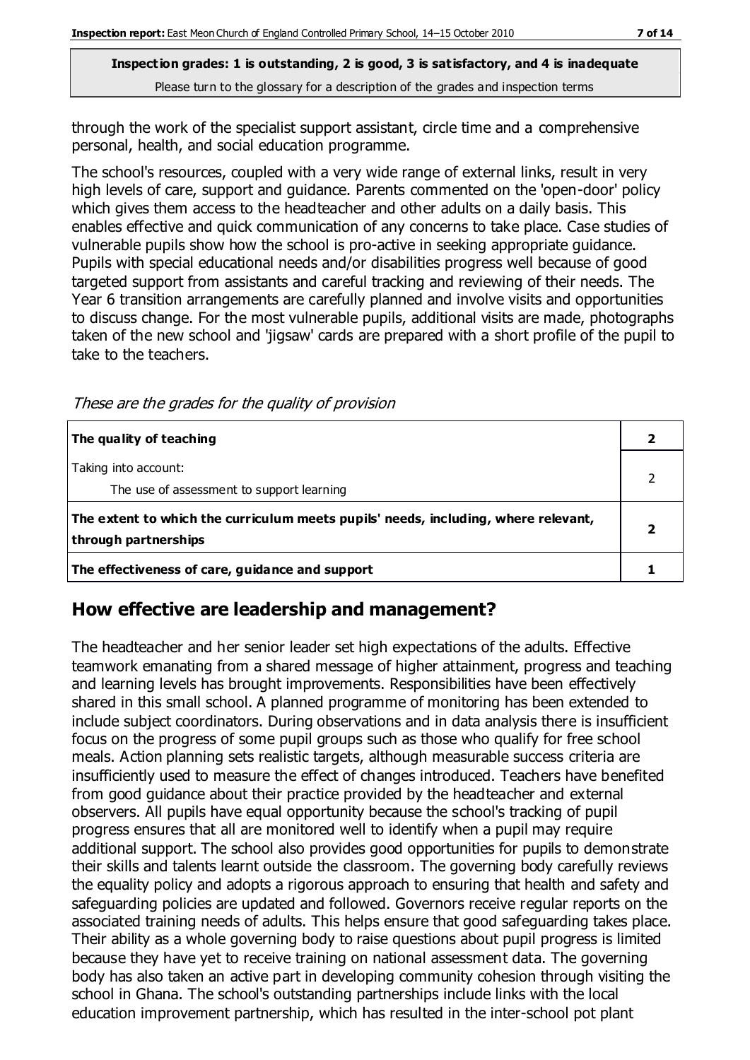through the work of the specialist support assistant, circle time and a comprehensive personal, health, and social education programme.

The school's resources, coupled with a very wide range of external links, result in very high levels of care, support and guidance. Parents commented on the 'open-door' policy which gives them access to the headteacher and other adults on a daily basis. This enables effective and quick communication of any concerns to take place. Case studies of vulnerable pupils show how the school is pro-active in seeking appropriate guidance. Pupils with special educational needs and/or disabilities progress well because of good targeted support from assistants and careful tracking and reviewing of their needs. The Year 6 transition arrangements are carefully planned and involve visits and opportunities to discuss change. For the most vulnerable pupils, additional visits are made, photographs taken of the new school and 'jigsaw' cards are prepared with a short profile of the pupil to take to the teachers.

*These are the grades for the quality of provision*

| | |
|---|---|
| **The quality of teaching** | **2** |
| Taking into account:<br>The use of assessment to support learning | 2 |
| **The extent to which the curriculum meets pupils' needs, including, where relevant, through partnerships** | **2** |
| **The effectiveness of care, guidance and support** | **1** |

## How effective are leadership and management?

The headteacher and her senior leader set high expectations of the adults. Effective teamwork emanating from a shared message of higher attainment, progress and teaching and learning levels has brought improvements. Responsibilities have been effectively shared in this small school. A planned programme of monitoring has been extended to include subject coordinators. During observations and in data analysis there is insufficient focus on the progress of some pupil groups such as those who qualify for free school meals. Action planning sets realistic targets, although measurable success criteria are insufficiently used to measure the effect of changes introduced. Teachers have benefited from good guidance about their practice provided by the headteacher and external observers. All pupils have equal opportunity because the school's tracking of pupil progress ensures that all are monitored well to identify when a pupil may require additional support. The school also provides good opportunities for pupils to demonstrate their skills and talents learnt outside the classroom. The governing body carefully reviews the equality policy and adopts a rigorous approach to ensuring that health and safety and safeguarding policies are updated and followed. Governors receive regular reports on the associated training needs of adults. This helps ensure that good safeguarding takes place. Their ability as a whole governing body to raise questions about pupil progress is limited because they have yet to receive training on national assessment data. The governing body has also taken an active part in developing community cohesion through visiting the school in Ghana. The school's outstanding partnerships include links with the local education improvement partnership, which has resulted in the inter-school pot plant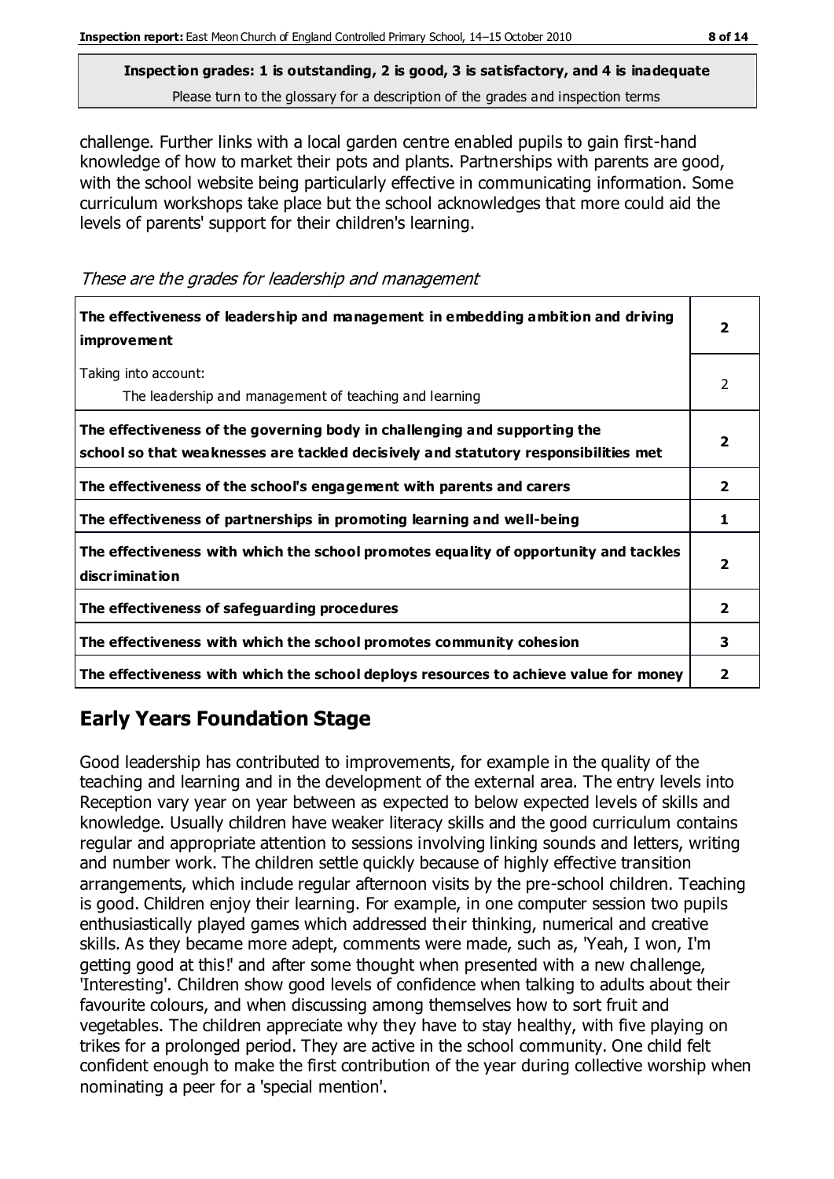**Inspection grades: 1 is outstanding, 2 is good, 3 is satisfactory, and 4 is inadequate**
Please turn to the glossary for a description of the grades and inspection terms

challenge. Further links with a local garden centre enabled pupils to gain first-hand knowledge of how to market their pots and plants. Partnerships with parents are good, with the school website being particularly effective in communicating information. Some curriculum workshops take place but the school acknowledges that more could aid the levels of parents' support for their children's learning.

*These are the grades for leadership and management*

| | |
|---|---|
| **The effectiveness of leadership and management in embedding ambition and driving improvement** | **2** |
| Taking into account:<br>The leadership and management of teaching and learning | 2 |
| **The effectiveness of the governing body in challenging and supporting the school so that weaknesses are tackled decisively and statutory responsibilities met** | **2** |
| **The effectiveness of the school's engagement with parents and carers** | **2** |
| **The effectiveness of partnerships in promoting learning and well-being** | **1** |
| **The effectiveness with which the school promotes equality of opportunity and tackles discrimination** | **2** |
| **The effectiveness of safeguarding procedures** | **2** |
| **The effectiveness with which the school promotes community cohesion** | **3** |
| **The effectiveness with which the school deploys resources to achieve value for money** | **2** |

## Early Years Foundation Stage

Good leadership has contributed to improvements, for example in the quality of the teaching and learning and in the development of the external area. The entry levels into Reception vary year on year between as expected to below expected levels of skills and knowledge. Usually children have weaker literacy skills and the good curriculum contains regular and appropriate attention to sessions involving linking sounds and letters, writing and number work. The children settle quickly because of highly effective transition arrangements, which include regular afternoon visits by the pre-school children. Teaching is good. Children enjoy their learning. For example, in one computer session two pupils enthusiastically played games which addressed their thinking, numerical and creative skills. As they became more adept, comments were made, such as, 'Yeah, I won, I'm getting good at this!' and after some thought when presented with a new challenge, 'Interesting'. Children show good levels of confidence when talking to adults about their favourite colours, and when discussing among themselves how to sort fruit and vegetables. The children appreciate why they have to stay healthy, with five playing on trikes for a prolonged period. They are active in the school community. One child felt confident enough to make the first contribution of the year during collective worship when nominating a peer for a 'special mention'.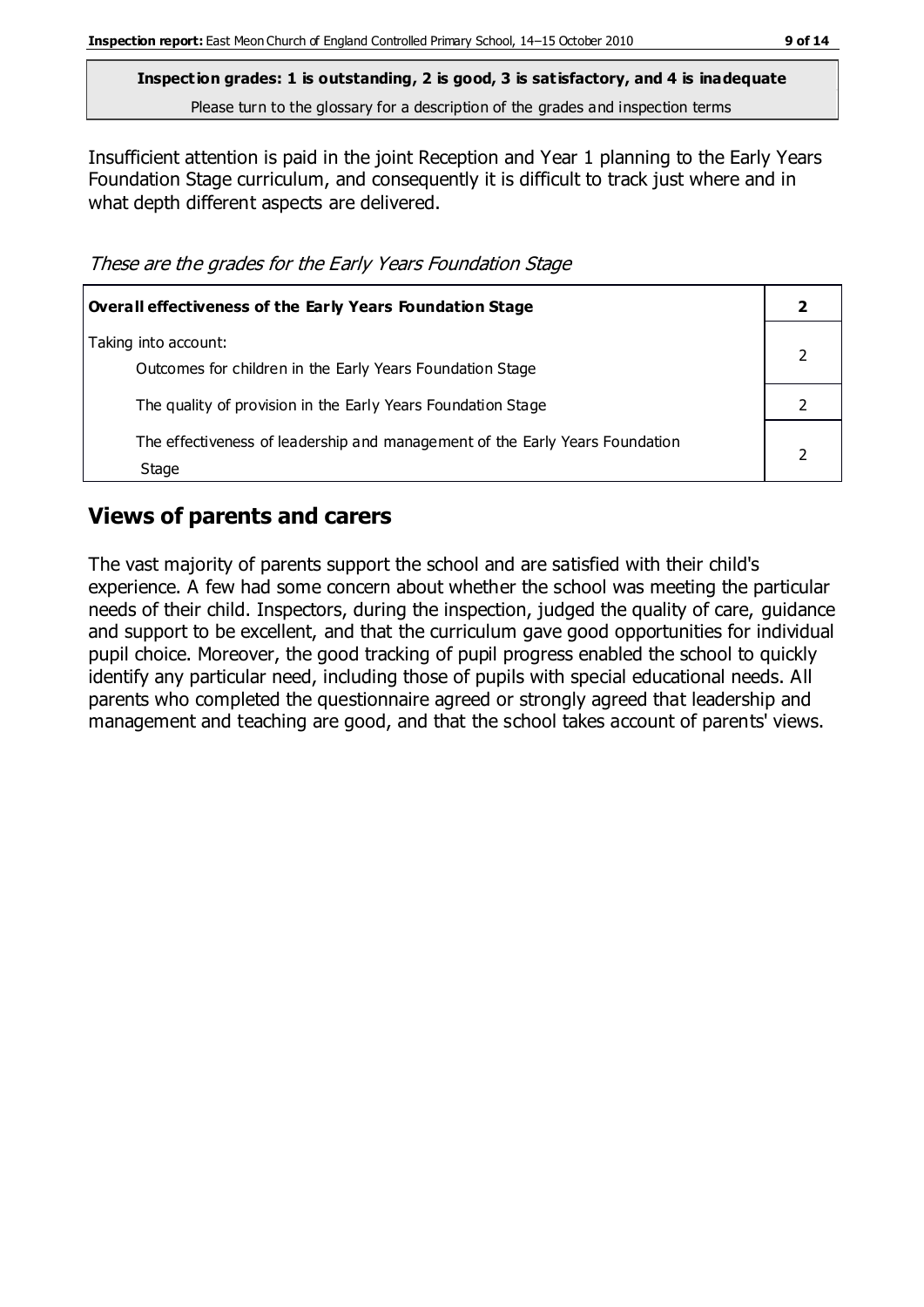**Inspection grades: 1 is outstanding, 2 is good, 3 is satisfactory, and 4 is inadequate**
Please turn to the glossary for a description of the grades and inspection terms

Insufficient attention is paid in the joint Reception and Year 1 planning to the Early Years Foundation Stage curriculum, and consequently it is difficult to track just where and in what depth different aspects are delivered.

*These are the grades for the Early Years Foundation Stage*

| **Overall effectiveness of the Early Years Foundation Stage** | **2** |
|---|---|
| Taking into account: Outcomes for children in the Early Years Foundation Stage | 2 |
| The quality of provision in the Early Years Foundation Stage | 2 |
| The effectiveness of leadership and management of the Early Years Foundation Stage | 2 |

## Views of parents and carers

The vast majority of parents support the school and are satisfied with their child's experience. A few had some concern about whether the school was meeting the particular needs of their child. Inspectors, during the inspection, judged the quality of care, guidance and support to be excellent, and that the curriculum gave good opportunities for individual pupil choice. Moreover, the good tracking of pupil progress enabled the school to quickly identify any particular need, including those of pupils with special educational needs. All parents who completed the questionnaire agreed or strongly agreed that leadership and management and teaching are good, and that the school takes account of parents' views.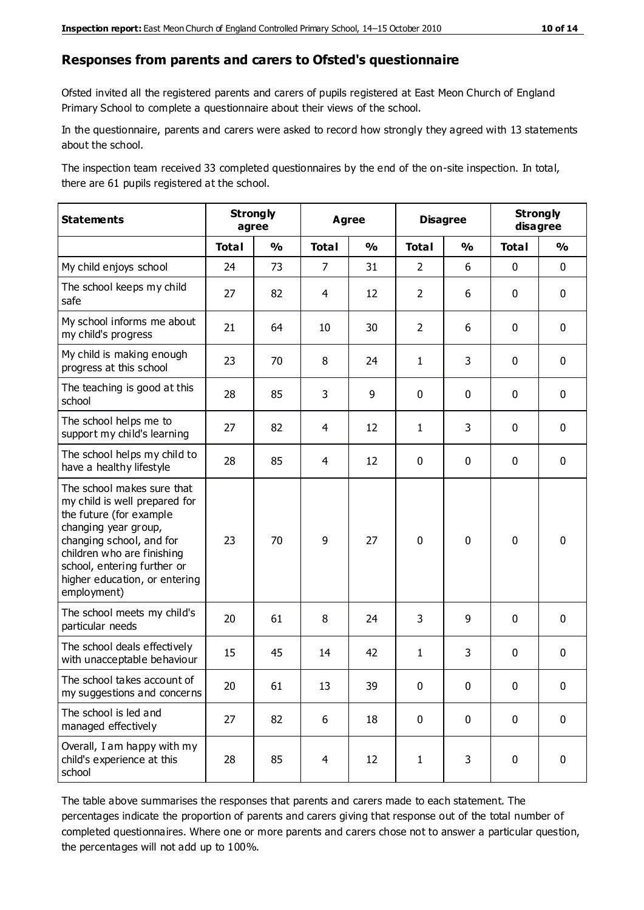## Responses from parents and carers to Ofsted's questionnaire

Ofsted invited all the registered parents and carers of pupils registered at East Meon Church of England Primary School to complete a questionnaire about their views of the school.

In the questionnaire, parents and carers were asked to record how strongly they agreed with 13 statements about the school.

The inspection team received 33 completed questionnaires by the end of the on-site inspection. In total, there are 61 pupils registered at the school.

| Statements | Strongly agree | | Agree | | Disagree | | Strongly disagree | |
|---|---|---|---|---|---|---|---|---|
| | Total | % | Total | % | Total | % | Total | % |
| My child enjoys school | 24 | 73 | 7 | 31 | 2 | 6 | 0 | 0 |
| The school keeps my child safe | 27 | 82 | 4 | 12 | 2 | 6 | 0 | 0 |
| My school informs me about my child's progress | 21 | 64 | 10 | 30 | 2 | 6 | 0 | 0 |
| My child is making enough progress at this school | 23 | 70 | 8 | 24 | 1 | 3 | 0 | 0 |
| The teaching is good at this school | 28 | 85 | 3 | 9 | 0 | 0 | 0 | 0 |
| The school helps me to support my child's learning | 27 | 82 | 4 | 12 | 1 | 3 | 0 | 0 |
| The school helps my child to have a healthy lifestyle | 28 | 85 | 4 | 12 | 0 | 0 | 0 | 0 |
| The school makes sure that my child is well prepared for the future (for example changing year group, changing school, and for children who are finishing school, entering further or higher education, or entering employment) | 23 | 70 | 9 | 27 | 0 | 0 | 0 | 0 |
| The school meets my child's particular needs | 20 | 61 | 8 | 24 | 3 | 9 | 0 | 0 |
| The school deals effectively with unacceptable behaviour | 15 | 45 | 14 | 42 | 1 | 3 | 0 | 0 |
| The school takes account of my suggestions and concerns | 20 | 61 | 13 | 39 | 0 | 0 | 0 | 0 |
| The school is led and managed effectively | 27 | 82 | 6 | 18 | 0 | 0 | 0 | 0 |
| Overall, I am happy with my child's experience at this school | 28 | 85 | 4 | 12 | 1 | 3 | 0 | 0 |

The table above summarises the responses that parents and carers made to each statement. The percentages indicate the proportion of parents and carers giving that response out of the total number of completed questionnaires. Where one or more parents and carers chose not to answer a particular question, the percentages will not add up to 100%.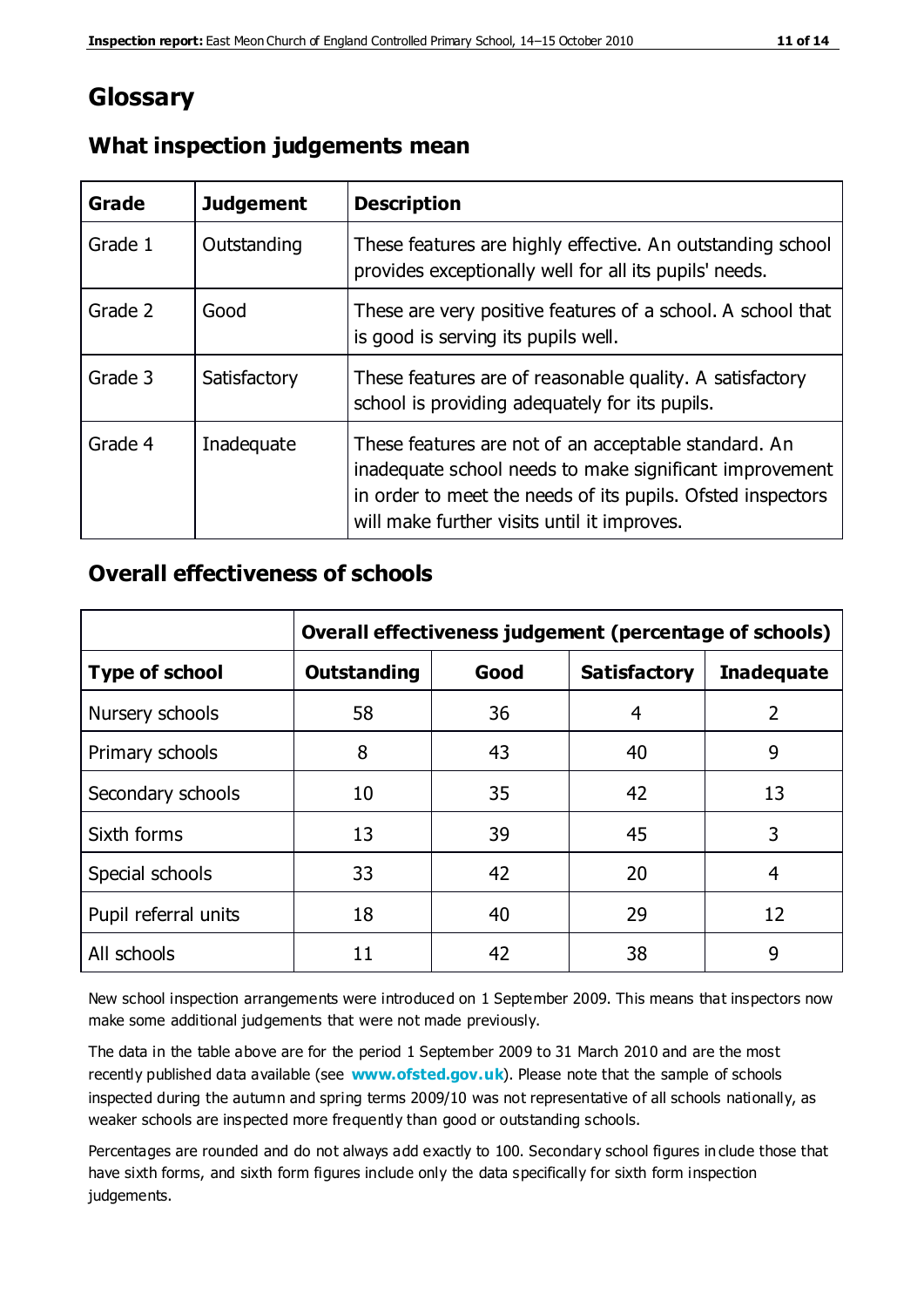# Glossary

## What inspection judgements mean

| Grade | Judgement | Description |
|---|---|---|
| Grade 1 | Outstanding | These features are highly effective. An outstanding school provides exceptionally well for all its pupils' needs. |
| Grade 2 | Good | These are very positive features of a school. A school that is good is serving its pupils well. |
| Grade 3 | Satisfactory | These features are of reasonable quality. A satisfactory school is providing adequately for its pupils. |
| Grade 4 | Inadequate | These features are not of an acceptable standard. An inadequate school needs to make significant improvement in order to meet the needs of its pupils. Ofsted inspectors will make further visits until it improves. |

## Overall effectiveness of schools

| | **Overall effectiveness judgement (percentage of schools)** | | | |
|---|---|---|---|---|
| **Type of school** | **Outstanding** | **Good** | **Satisfactory** | **Inadequate** |
| Nursery schools | 58 | 36 | 4 | 2 |
| Primary schools | 8 | 43 | 40 | 9 |
| Secondary schools | 10 | 35 | 42 | 13 |
| Sixth forms | 13 | 39 | 45 | 3 |
| Special schools | 33 | 42 | 20 | 4 |
| Pupil referral units | 18 | 40 | 29 | 12 |
| All schools | 11 | 42 | 38 | 9 |

New school inspection arrangements were introduced on 1 September 2009. This means that inspectors now make some additional judgements that were not made previously.

The data in the table above are for the period 1 September 2009 to 31 March 2010 and are the most recently published data available (see **www.ofsted.gov.uk**). Please note that the sample of schools inspected during the autumn and spring terms 2009/10 was not representative of all schools nationally, as weaker schools are inspected more frequently than good or outstanding schools.

Percentages are rounded and do not always add exactly to 100. Secondary school figures include those that have sixth forms, and sixth form figures include only the data specifically for sixth form inspection judgements.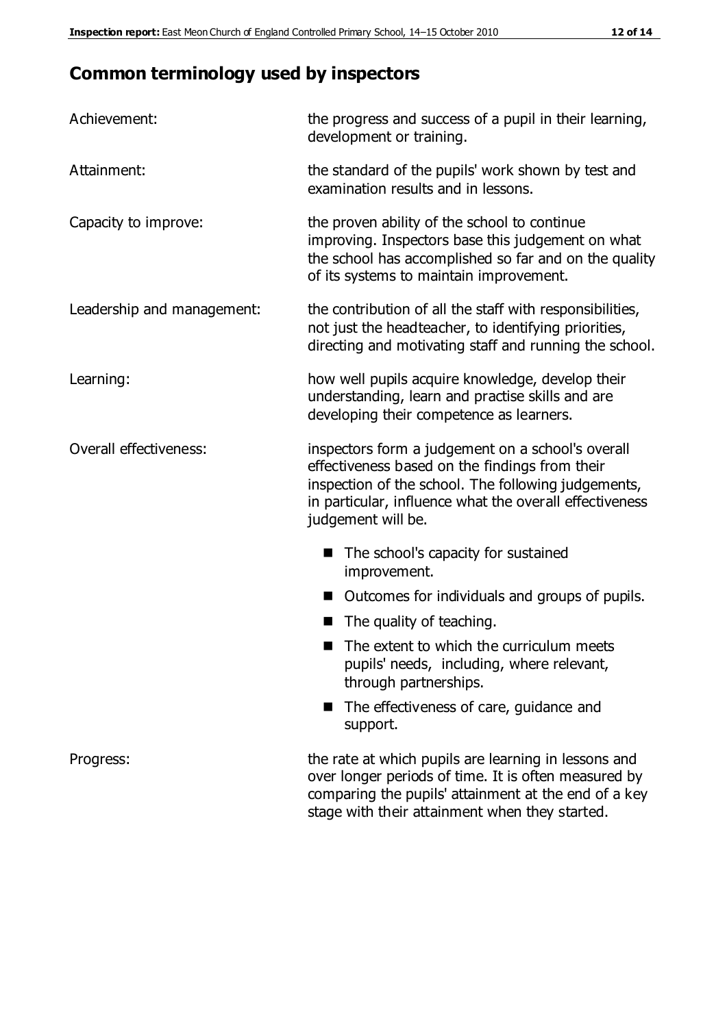## Common terminology used by inspectors

| | |
|---|---|
| Achievement: | the progress and success of a pupil in their learning, development or training. |
| Attainment: | the standard of the pupils' work shown by test and examination results and in lessons. |
| Capacity to improve: | the proven ability of the school to continue improving. Inspectors base this judgement on what the school has accomplished so far and on the quality of its systems to maintain improvement. |
| Leadership and management: | the contribution of all the staff with responsibilities, not just the headteacher, to identifying priorities, directing and motivating staff and running the school. |
| Learning: | how well pupils acquire knowledge, develop their understanding, learn and practise skills and are developing their competence as learners. |
| Overall effectiveness: | inspectors form a judgement on a school's overall effectiveness based on the findings from their inspection of the school. The following judgements, in particular, influence what the overall effectiveness judgement will be. |

- The school's capacity for sustained improvement.
- Outcomes for individuals and groups of pupils.
- The quality of teaching.
- The extent to which the curriculum meets pupils' needs, including, where relevant, through partnerships.
- The effectiveness of care, guidance and support.

| | |
|---|---|
| Progress: | the rate at which pupils are learning in lessons and over longer periods of time. It is often measured by comparing the pupils' attainment at the end of a key stage with their attainment when they started. |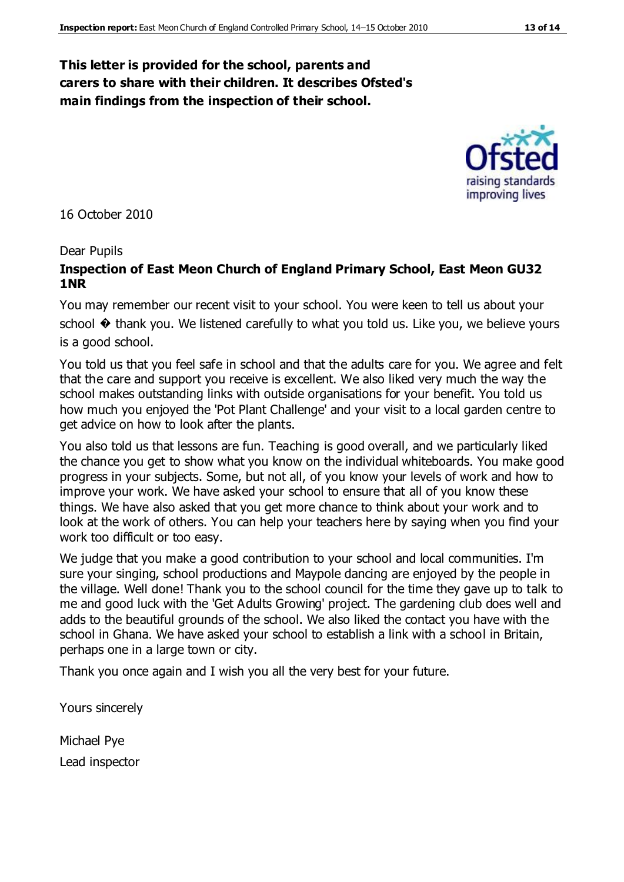**This letter is provided for the school, parents and carers to share with their children. It describes Ofsted's main findings from the inspection of their school.**

16 October 2010

Dear Pupils

**Inspection of East Meon Church of England Primary School, East Meon GU32 1NR**

You may remember our recent visit to your school. You were keen to tell us about your school � thank you. We listened carefully to what you told us. Like you, we believe yours is a good school.

You told us that you feel safe in school and that the adults care for you. We agree and felt that the care and support you receive is excellent. We also liked very much the way the school makes outstanding links with outside organisations for your benefit. You told us how much you enjoyed the 'Pot Plant Challenge' and your visit to a local garden centre to get advice on how to look after the plants.

You also told us that lessons are fun. Teaching is good overall, and we particularly liked the chance you get to show what you know on the individual whiteboards. You make good progress in your subjects. Some, but not all, of you know your levels of work and how to improve your work. We have asked your school to ensure that all of you know these things. We have also asked that you get more chance to think about your work and to look at the work of others. You can help your teachers here by saying when you find your work too difficult or too easy.

We judge that you make a good contribution to your school and local communities. I'm sure your singing, school productions and Maypole dancing are enjoyed by the people in the village. Well done! Thank you to the school council for the time they gave up to talk to me and good luck with the 'Get Adults Growing' project. The gardening club does well and adds to the beautiful grounds of the school. We also liked the contact you have with the school in Ghana. We have asked your school to establish a link with a school in Britain, perhaps one in a large town or city.

Thank you once again and I wish you all the very best for your future.

Yours sincerely

Michael Pye

Lead inspector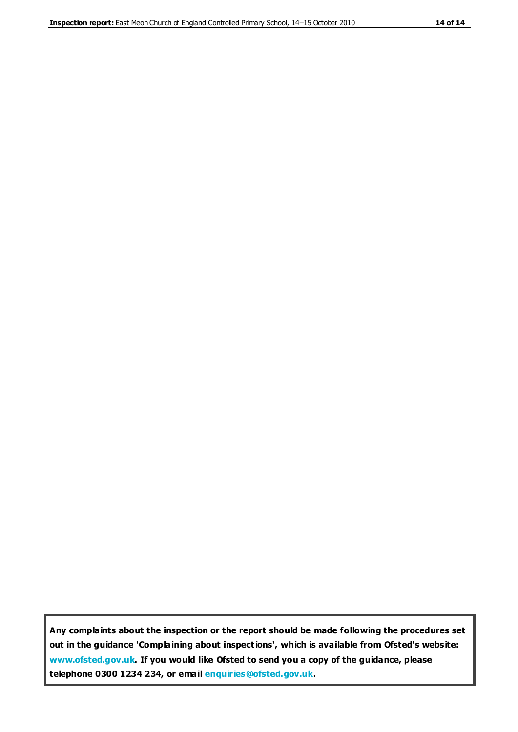**Any complaints about the inspection or the report should be made following the procedures set out in the guidance 'Complaining about inspections', which is available from Ofsted's website: www.ofsted.gov.uk. If you would like Ofsted to send you a copy of the guidance, please telephone 0300 1234 234, or email enquiries@ofsted.gov.uk.**